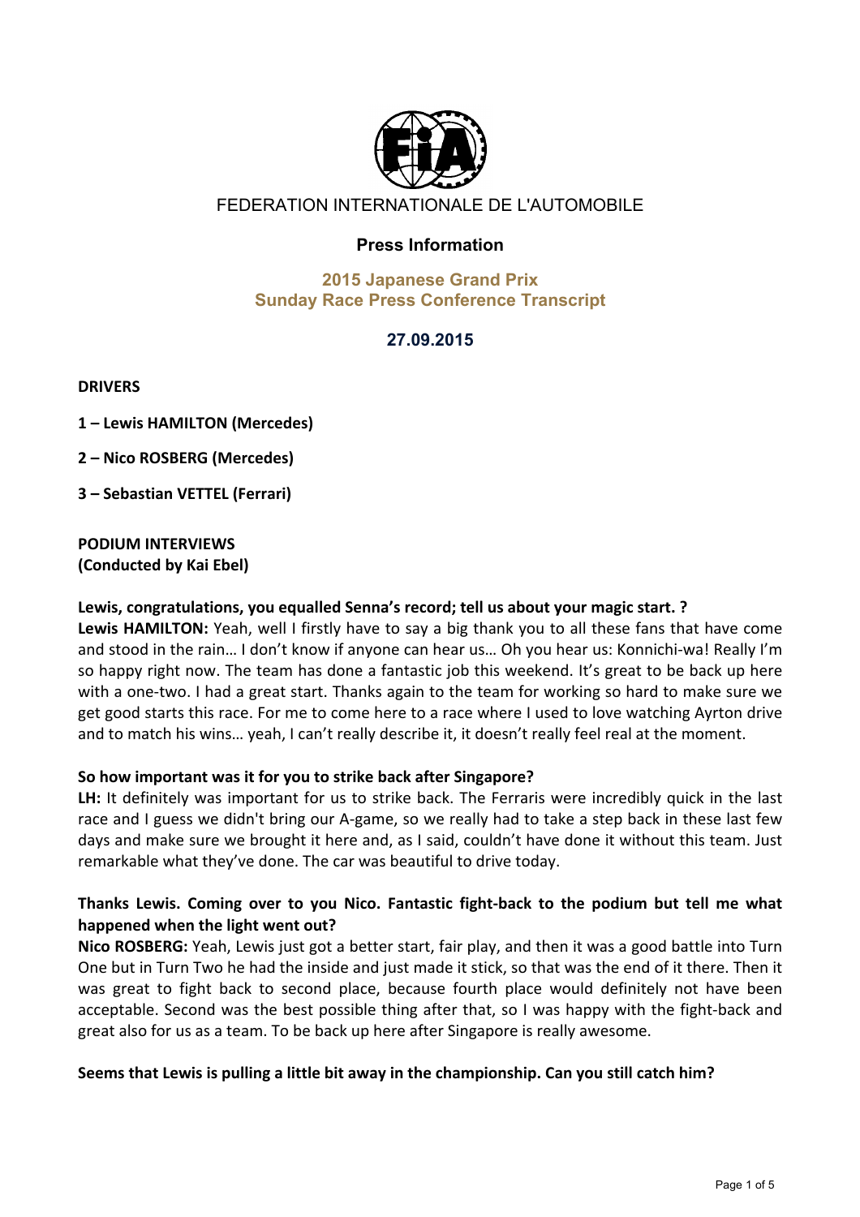FEDERATION INTERNATIONALE DE L'AUTOMOBILE

## Press Information

## 2015 Japanese Grand Prix
## Sunday Race Press Conference Transcript

### 27.09.2015

**DRIVERS**

**1 – Lewis HAMILTON (Mercedes)**

**2 – Nico ROSBERG (Mercedes)**

**3 – Sebastian VETTEL (Ferrari)**

**PODIUM INTERVIEWS**
**(Conducted by Kai Ebel)**

**Lewis, congratulations, you equalled Senna's record; tell us about your magic start. ?**
**Lewis HAMILTON:** Yeah, well I firstly have to say a big thank you to all these fans that have come and stood in the rain… I don't know if anyone can hear us… Oh you hear us: Konnichi-wa! Really I'm so happy right now. The team has done a fantastic job this weekend. It's great to be back up here with a one-two. I had a great start. Thanks again to the team for working so hard to make sure we get good starts this race. For me to come here to a race where I used to love watching Ayrton drive and to match his wins… yeah, I can't really describe it, it doesn't really feel real at the moment.

**So how important was it for you to strike back after Singapore?**
**LH:** It definitely was important for us to strike back. The Ferraris were incredibly quick in the last race and I guess we didn't bring our A-game, so we really had to take a step back in these last few days and make sure we brought it here and, as I said, couldn't have done it without this team. Just remarkable what they've done. The car was beautiful to drive today.

**Thanks Lewis. Coming over to you Nico. Fantastic fight-back to the podium but tell me what happened when the light went out?**
**Nico ROSBERG:** Yeah, Lewis just got a better start, fair play, and then it was a good battle into Turn One but in Turn Two he had the inside and just made it stick, so that was the end of it there. Then it was great to fight back to second place, because fourth place would definitely not have been acceptable. Second was the best possible thing after that, so I was happy with the fight-back and great also for us as a team. To be back up here after Singapore is really awesome.

**Seems that Lewis is pulling a little bit away in the championship. Can you still catch him?**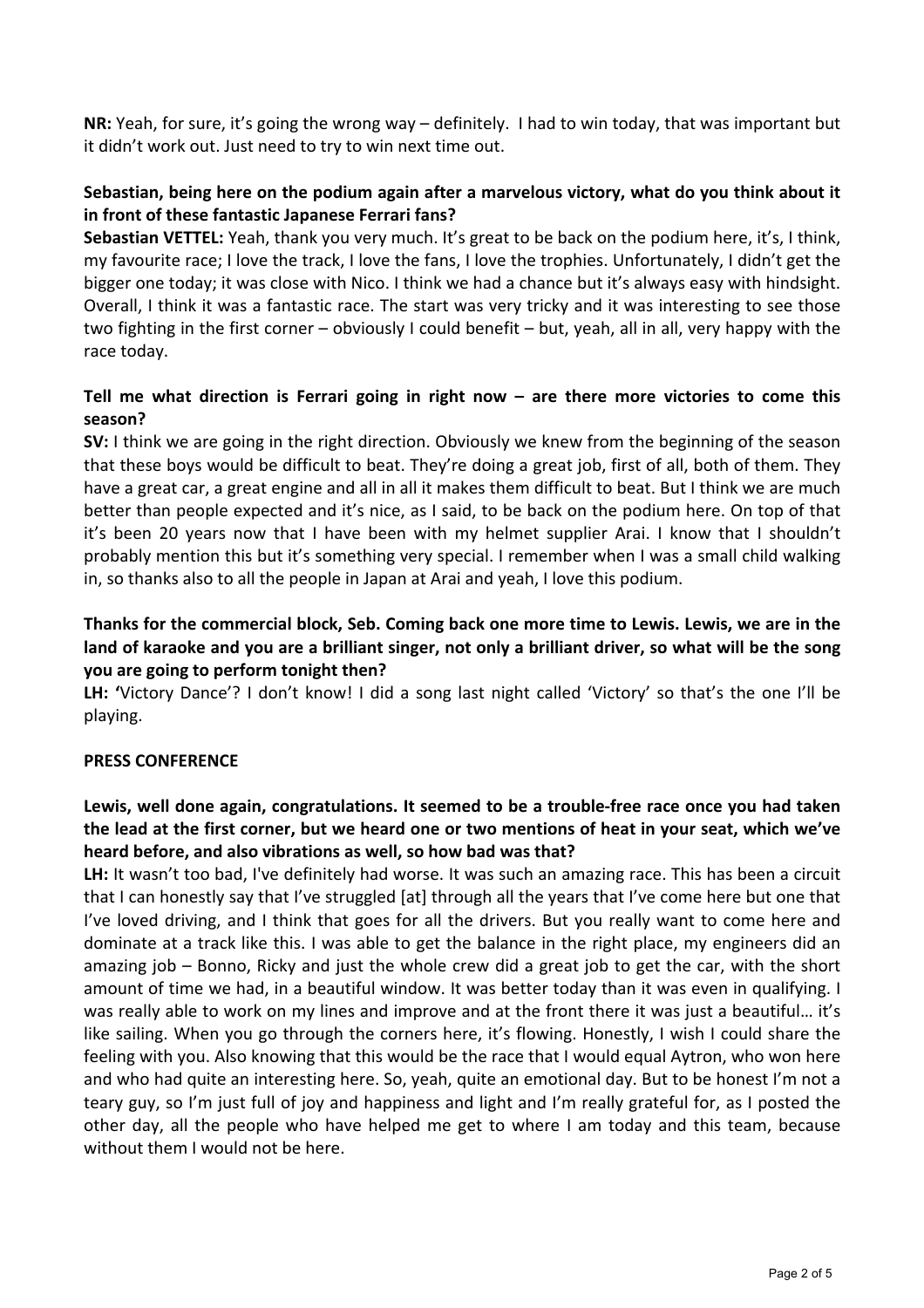**NR:** Yeah, for sure, it's going the wrong way – definitely. I had to win today, that was important but it didn't work out. Just need to try to win next time out.

**Sebastian, being here on the podium again after a marvelous victory, what do you think about it in front of these fantastic Japanese Ferrari fans?**

**Sebastian VETTEL:** Yeah, thank you very much. It's great to be back on the podium here, it's, I think, my favourite race; I love the track, I love the fans, I love the trophies. Unfortunately, I didn't get the bigger one today; it was close with Nico. I think we had a chance but it's always easy with hindsight. Overall, I think it was a fantastic race. The start was very tricky and it was interesting to see those two fighting in the first corner – obviously I could benefit – but, yeah, all in all, very happy with the race today.

**Tell me what direction is Ferrari going in right now – are there more victories to come this season?**

**SV:** I think we are going in the right direction. Obviously we knew from the beginning of the season that these boys would be difficult to beat. They're doing a great job, first of all, both of them. They have a great car, a great engine and all in all it makes them difficult to beat. But I think we are much better than people expected and it's nice, as I said, to be back on the podium here. On top of that it's been 20 years now that I have been with my helmet supplier Arai. I know that I shouldn't probably mention this but it's something very special. I remember when I was a small child walking in, so thanks also to all the people in Japan at Arai and yeah, I love this podium.

**Thanks for the commercial block, Seb. Coming back one more time to Lewis. Lewis, we are in the land of karaoke and you are a brilliant singer, not only a brilliant driver, so what will be the song you are going to perform tonight then?**

**LH:** 'Victory Dance'? I don't know! I did a song last night called 'Victory' so that's the one I'll be playing.

**PRESS CONFERENCE**

**Lewis, well done again, congratulations. It seemed to be a trouble-free race once you had taken the lead at the first corner, but we heard one or two mentions of heat in your seat, which we've heard before, and also vibrations as well, so how bad was that?**

**LH:** It wasn't too bad, I've definitely had worse. It was such an amazing race. This has been a circuit that I can honestly say that I've struggled [at] through all the years that I've come here but one that I've loved driving, and I think that goes for all the drivers. But you really want to come here and dominate at a track like this. I was able to get the balance in the right place, my engineers did an amazing job – Bonno, Ricky and just the whole crew did a great job to get the car, with the short amount of time we had, in a beautiful window. It was better today than it was even in qualifying. I was really able to work on my lines and improve and at the front there it was just a beautiful… it's like sailing. When you go through the corners here, it's flowing. Honestly, I wish I could share the feeling with you. Also knowing that this would be the race that I would equal Aytron, who won here and who had quite an interesting here. So, yeah, quite an emotional day. But to be honest I'm not a teary guy, so I'm just full of joy and happiness and light and I'm really grateful for, as I posted the other day, all the people who have helped me get to where I am today and this team, because without them I would not be here.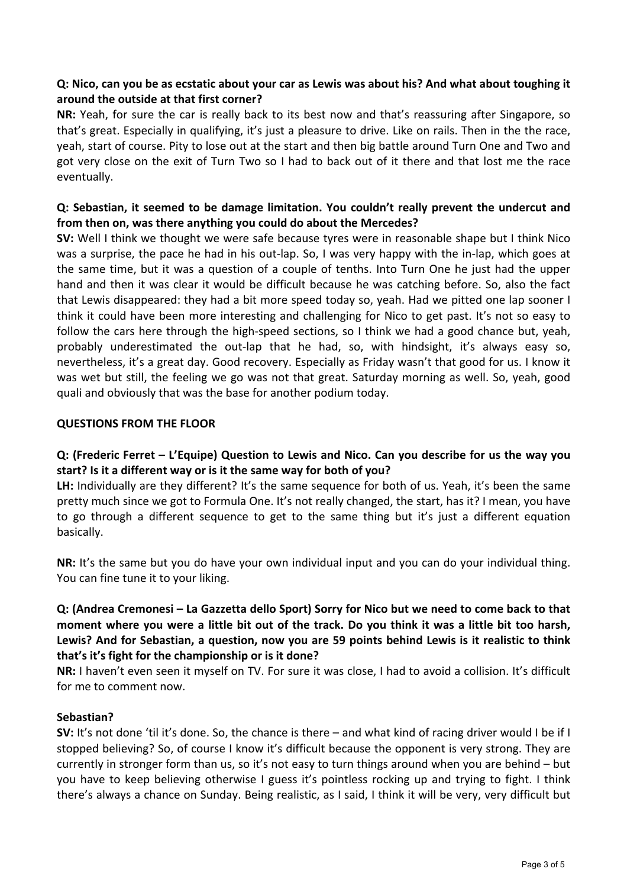**Q: Nico, can you be as ecstatic about your car as Lewis was about his? And what about toughing it around the outside at that first corner?**

**NR:** Yeah, for sure the car is really back to its best now and that's reassuring after Singapore, so that's great. Especially in qualifying, it's just a pleasure to drive. Like on rails. Then in the the race, yeah, start of course. Pity to lose out at the start and then big battle around Turn One and Two and got very close on the exit of Turn Two so I had to back out of it there and that lost me the race eventually.

**Q: Sebastian, it seemed to be damage limitation. You couldn't really prevent the undercut and from then on, was there anything you could do about the Mercedes?**

**SV:** Well I think we thought we were safe because tyres were in reasonable shape but I think Nico was a surprise, the pace he had in his out-lap. So, I was very happy with the in-lap, which goes at the same time, but it was a question of a couple of tenths. Into Turn One he just had the upper hand and then it was clear it would be difficult because he was catching before. So, also the fact that Lewis disappeared: they had a bit more speed today so, yeah. Had we pitted one lap sooner I think it could have been more interesting and challenging for Nico to get past. It's not so easy to follow the cars here through the high-speed sections, so I think we had a good chance but, yeah, probably underestimated the out-lap that he had, so, with hindsight, it's always easy so, nevertheless, it's a great day. Good recovery. Especially as Friday wasn't that good for us. I know it was wet but still, the feeling we go was not that great. Saturday morning as well. So, yeah, good quali and obviously that was the base for another podium today.

**QUESTIONS FROM THE FLOOR**

**Q: (Frederic Ferret – L'Equipe) Question to Lewis and Nico. Can you describe for us the way you start? Is it a different way or is it the same way for both of you?**

**LH:** Individually are they different? It's the same sequence for both of us. Yeah, it's been the same pretty much since we got to Formula One. It's not really changed, the start, has it? I mean, you have to go through a different sequence to get to the same thing but it's just a different equation basically.

**NR:** It's the same but you do have your own individual input and you can do your individual thing. You can fine tune it to your liking.

**Q: (Andrea Cremonesi – La Gazzetta dello Sport) Sorry for Nico but we need to come back to that moment where you were a little bit out of the track. Do you think it was a little bit too harsh, Lewis? And for Sebastian, a question, now you are 59 points behind Lewis is it realistic to think that's it's fight for the championship or is it done?**

**NR:** I haven't even seen it myself on TV. For sure it was close, I had to avoid a collision. It's difficult for me to comment now.

**Sebastian?**

**SV:** It's not done 'til it's done. So, the chance is there – and what kind of racing driver would I be if I stopped believing? So, of course I know it's difficult because the opponent is very strong. They are currently in stronger form than us, so it's not easy to turn things around when you are behind – but you have to keep believing otherwise I guess it's pointless rocking up and trying to fight. I think there's always a chance on Sunday. Being realistic, as I said, I think it will be very, very difficult but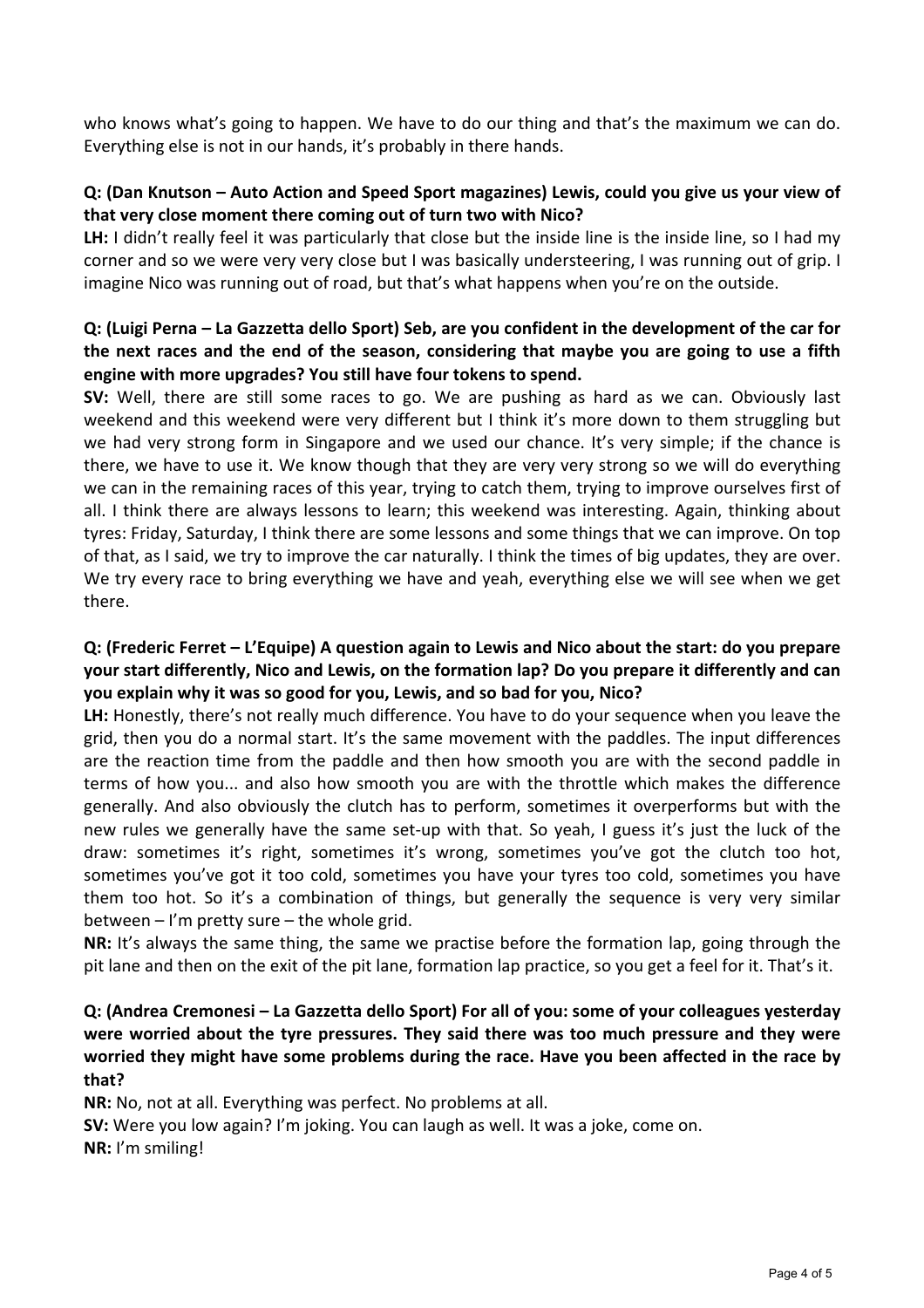who knows what's going to happen. We have to do our thing and that's the maximum we can do. Everything else is not in our hands, it's probably in there hands.

**Q: (Dan Knutson – Auto Action and Speed Sport magazines) Lewis, could you give us your view of that very close moment there coming out of turn two with Nico?**

**LH:** I didn't really feel it was particularly that close but the inside line is the inside line, so I had my corner and so we were very very close but I was basically understeering, I was running out of grip. I imagine Nico was running out of road, but that's what happens when you're on the outside.

**Q: (Luigi Perna – La Gazzetta dello Sport) Seb, are you confident in the development of the car for the next races and the end of the season, considering that maybe you are going to use a fifth engine with more upgrades? You still have four tokens to spend.**

**SV:** Well, there are still some races to go. We are pushing as hard as we can. Obviously last weekend and this weekend were very different but I think it's more down to them struggling but we had very strong form in Singapore and we used our chance. It's very simple; if the chance is there, we have to use it. We know though that they are very very strong so we will do everything we can in the remaining races of this year, trying to catch them, trying to improve ourselves first of all. I think there are always lessons to learn; this weekend was interesting. Again, thinking about tyres: Friday, Saturday, I think there are some lessons and some things that we can improve. On top of that, as I said, we try to improve the car naturally. I think the times of big updates, they are over. We try every race to bring everything we have and yeah, everything else we will see when we get there.

**Q: (Frederic Ferret – L'Equipe) A question again to Lewis and Nico about the start: do you prepare your start differently, Nico and Lewis, on the formation lap? Do you prepare it differently and can you explain why it was so good for you, Lewis, and so bad for you, Nico?**

**LH:** Honestly, there's not really much difference. You have to do your sequence when you leave the grid, then you do a normal start. It's the same movement with the paddles. The input differences are the reaction time from the paddle and then how smooth you are with the second paddle in terms of how you... and also how smooth you are with the throttle which makes the difference generally. And also obviously the clutch has to perform, sometimes it overperforms but with the new rules we generally have the same set-up with that. So yeah, I guess it's just the luck of the draw: sometimes it's right, sometimes it's wrong, sometimes you've got the clutch too hot, sometimes you've got it too cold, sometimes you have your tyres too cold, sometimes you have them too hot. So it's a combination of things, but generally the sequence is very very similar between – I'm pretty sure – the whole grid.

**NR:** It's always the same thing, the same we practise before the formation lap, going through the pit lane and then on the exit of the pit lane, formation lap practice, so you get a feel for it. That's it.

**Q: (Andrea Cremonesi – La Gazzetta dello Sport) For all of you: some of your colleagues yesterday were worried about the tyre pressures. They said there was too much pressure and they were worried they might have some problems during the race. Have you been affected in the race by that?**

**NR:** No, not at all. Everything was perfect. No problems at all.

**SV:** Were you low again? I'm joking. You can laugh as well. It was a joke, come on.

**NR:** I'm smiling!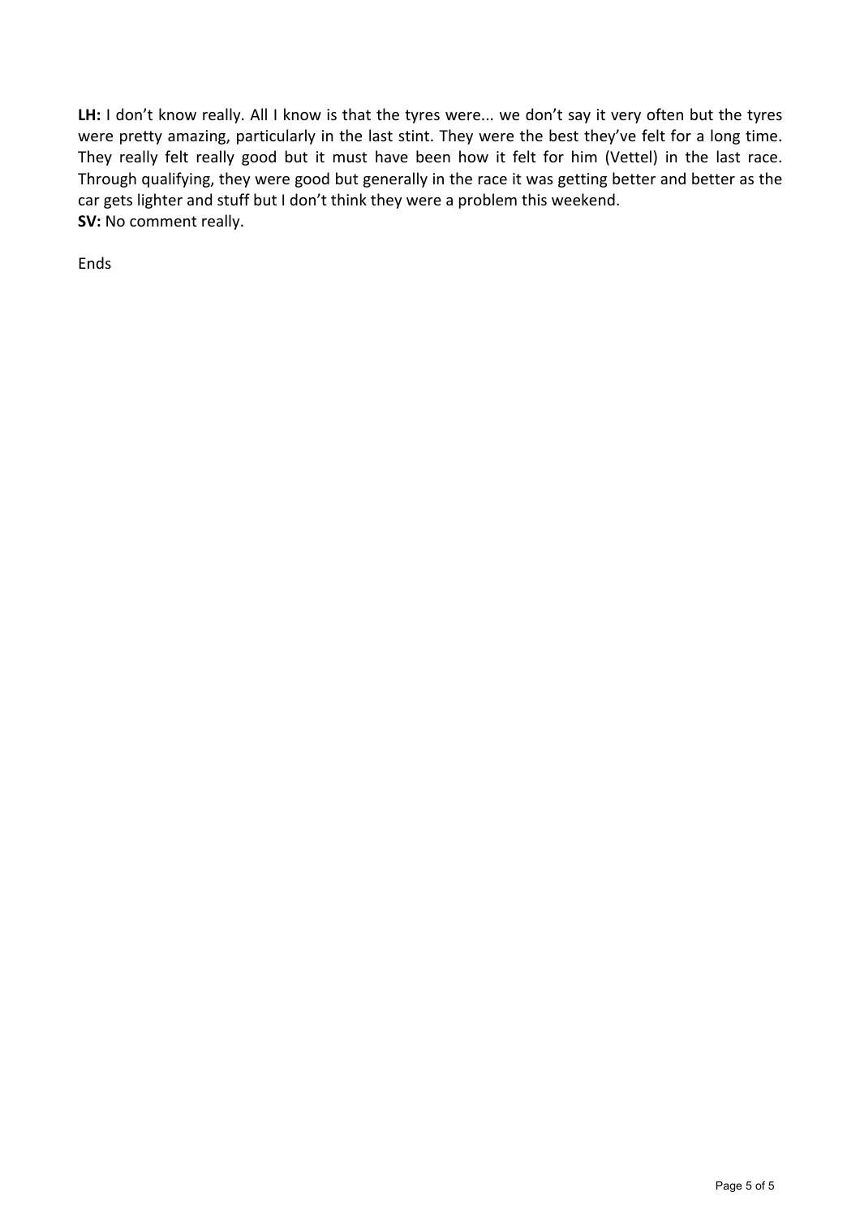**LH:** I don't know really. All I know is that the tyres were... we don't say it very often but the tyres were pretty amazing, particularly in the last stint. They were the best they've felt for a long time. They really felt really good but it must have been how it felt for him (Vettel) in the last race. Through qualifying, they were good but generally in the race it was getting better and better as the car gets lighter and stuff but I don't think they were a problem this weekend.
**SV:** No comment really.

Ends